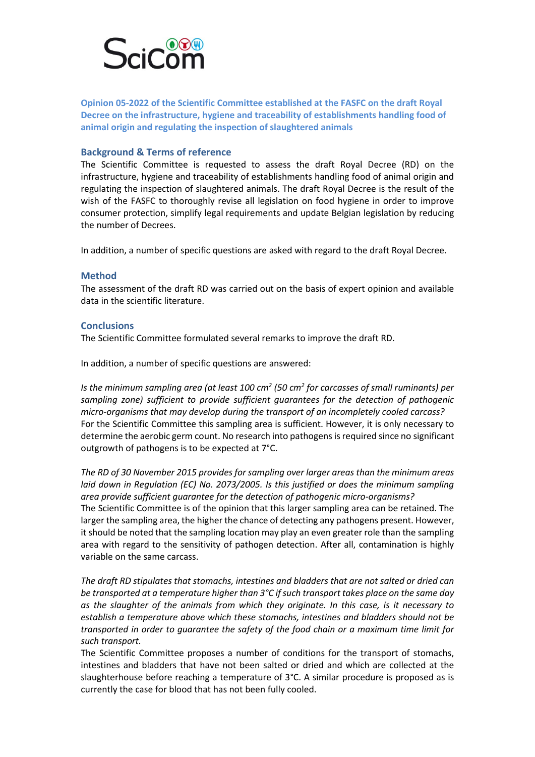SciCom

# Opinion 05-2022 of the Scientific Committee established at the FASFC on the draft Royal Decree on the infrastructure, hygiene and traceability of establishments handling food of animal origin and regulating the inspection of slaughtered animals

## Background & Terms of reference

The Scientific Committee is requested to assess the draft Royal Decree (RD) on the infrastructure, hygiene and traceability of establishments handling food of animal origin and regulating the inspection of slaughtered animals. The draft Royal Decree is the result of the wish of the FASFC to thoroughly revise all legislation on food hygiene in order to improve consumer protection, simplify legal requirements and update Belgian legislation by reducing the number of Decrees.

In addition, a number of specific questions are asked with regard to the draft Royal Decree.

## Method

The assessment of the draft RD was carried out on the basis of expert opinion and available data in the scientific literature.

## Conclusions

The Scientific Committee formulated several remarks to improve the draft RD.

In addition, a number of specific questions are answered:

*Is the minimum sampling area (at least 100 cm$^2$ (50 cm$^2$ for carcasses of small ruminants) per sampling zone) sufficient to provide sufficient guarantees for the detection of pathogenic micro-organisms that may develop during the transport of an incompletely cooled carcass?*
For the Scientific Committee this sampling area is sufficient. However, it is only necessary to determine the aerobic germ count. No research into pathogens is required since no significant outgrowth of pathogens is to be expected at 7°C.

*The RD of 30 November 2015 provides for sampling over larger areas than the minimum areas laid down in Regulation (EC) No. 2073/2005. Is this justified or does the minimum sampling area provide sufficient guarantee for the detection of pathogenic micro-organisms?*
The Scientific Committee is of the opinion that this larger sampling area can be retained. The larger the sampling area, the higher the chance of detecting any pathogens present. However, it should be noted that the sampling location may play an even greater role than the sampling area with regard to the sensitivity of pathogen detection. After all, contamination is highly variable on the same carcass.

*The draft RD stipulates that stomachs, intestines and bladders that are not salted or dried can be transported at a temperature higher than 3°C if such transport takes place on the same day as the slaughter of the animals from which they originate. In this case, is it necessary to establish a temperature above which these stomachs, intestines and bladders should not be transported in order to guarantee the safety of the food chain or a maximum time limit for such transport.*
The Scientific Committee proposes a number of conditions for the transport of stomachs, intestines and bladders that have not been salted or dried and which are collected at the slaughterhouse before reaching a temperature of 3°C. A similar procedure is proposed as is currently the case for blood that has not been fully cooled.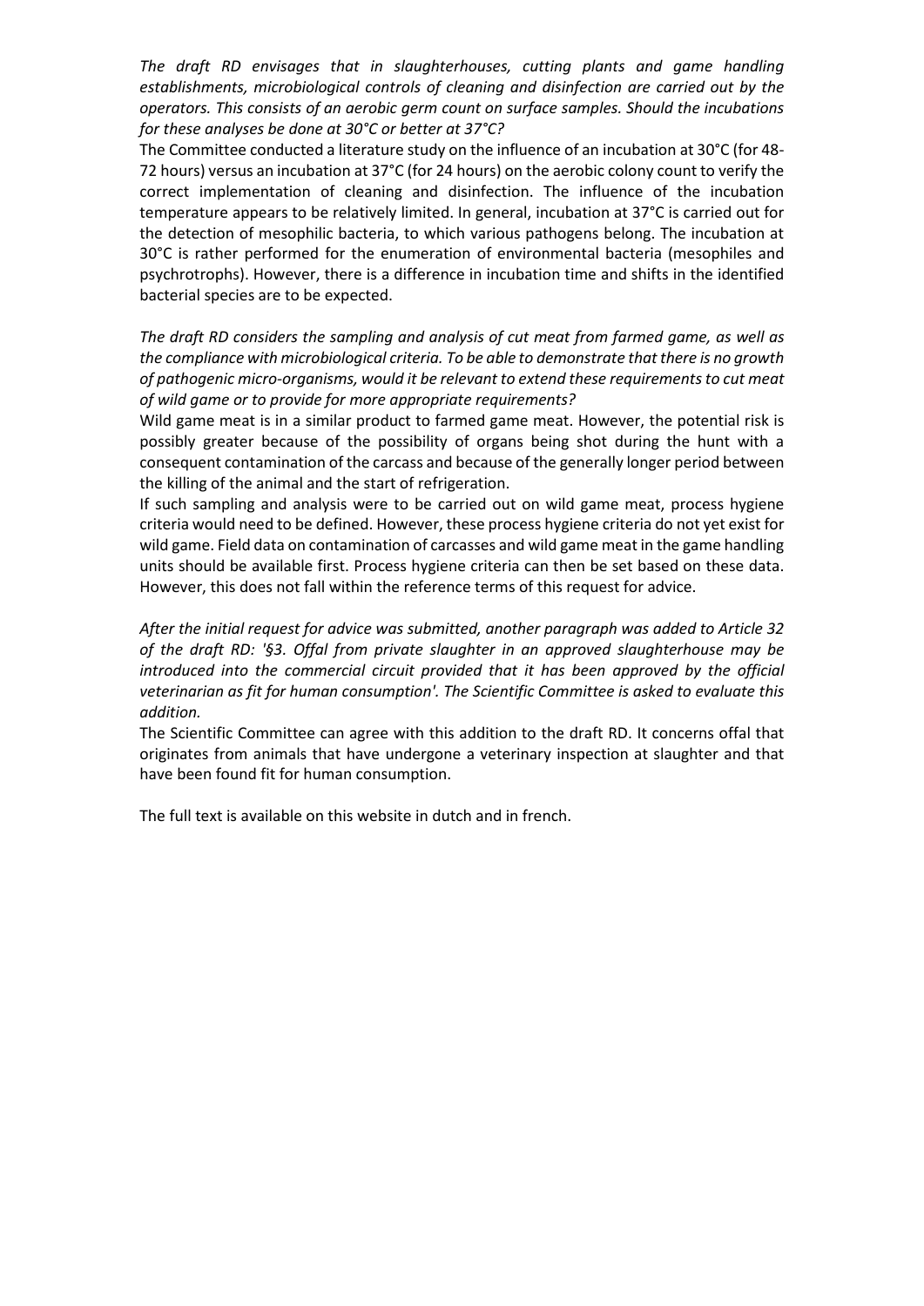*The draft RD envisages that in slaughterhouses, cutting plants and game handling establishments, microbiological controls of cleaning and disinfection are carried out by the operators. This consists of an aerobic germ count on surface samples. Should the incubations for these analyses be done at 30°C or better at 37°C?*

The Committee conducted a literature study on the influence of an incubation at 30°C (for 48-72 hours) versus an incubation at 37°C (for 24 hours) on the aerobic colony count to verify the correct implementation of cleaning and disinfection. The influence of the incubation temperature appears to be relatively limited. In general, incubation at 37°C is carried out for the detection of mesophilic bacteria, to which various pathogens belong. The incubation at 30°C is rather performed for the enumeration of environmental bacteria (mesophiles and psychrotrophs). However, there is a difference in incubation time and shifts in the identified bacterial species are to be expected.

*The draft RD considers the sampling and analysis of cut meat from farmed game, as well as the compliance with microbiological criteria. To be able to demonstrate that there is no growth of pathogenic micro-organisms, would it be relevant to extend these requirements to cut meat of wild game or to provide for more appropriate requirements?*

Wild game meat is in a similar product to farmed game meat. However, the potential risk is possibly greater because of the possibility of organs being shot during the hunt with a consequent contamination of the carcass and because of the generally longer period between the killing of the animal and the start of refrigeration.

If such sampling and analysis were to be carried out on wild game meat, process hygiene criteria would need to be defined. However, these process hygiene criteria do not yet exist for wild game. Field data on contamination of carcasses and wild game meat in the game handling units should be available first. Process hygiene criteria can then be set based on these data. However, this does not fall within the reference terms of this request for advice.

*After the initial request for advice was submitted, another paragraph was added to Article 32 of the draft RD: '§3. Offal from private slaughter in an approved slaughterhouse may be introduced into the commercial circuit provided that it has been approved by the official veterinarian as fit for human consumption'. The Scientific Committee is asked to evaluate this addition.*

The Scientific Committee can agree with this addition to the draft RD. It concerns offal that originates from animals that have undergone a veterinary inspection at slaughter and that have been found fit for human consumption.

The full text is available on this website in dutch and in french.